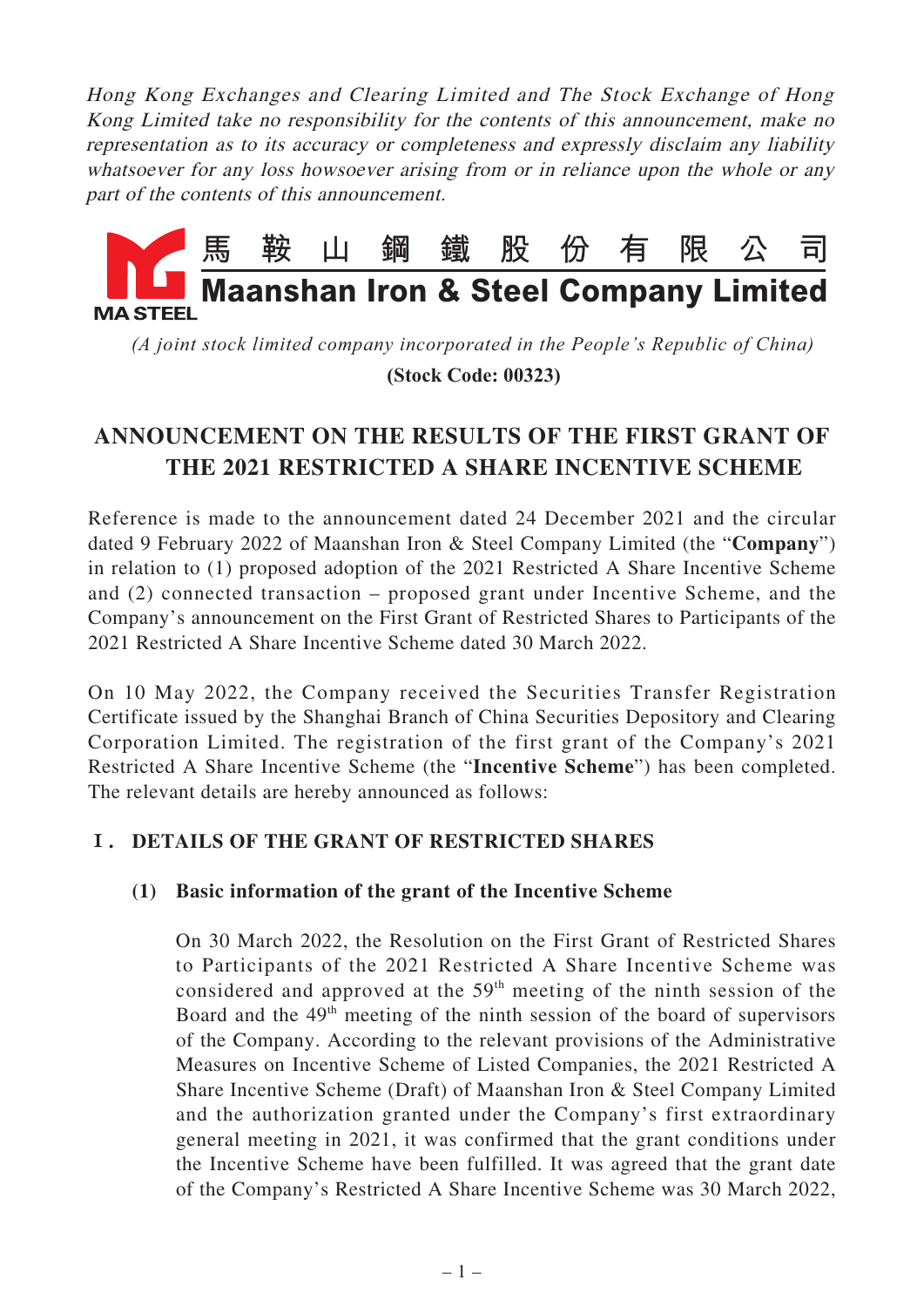*Hong Kong Exchanges and Clearing Limited and The Stock Exchange of Hong Kong Limited take no responsibility for the contents of this announcement, make no representation as to its accuracy or completeness and expressly disclaim any liability whatsoever for any loss howsoever arising from or in reliance upon the whole or any part of the contents of this announcement.*

# 馬鞍山鋼鐵股份有限公司
# Maanshan Iron & Steel Company Limited

*(A joint stock limited company incorporated in the People's Republic of China)*

**(Stock Code: 00323)**

## ANNOUNCEMENT ON THE RESULTS OF THE FIRST GRANT OF THE 2021 RESTRICTED A SHARE INCENTIVE SCHEME

Reference is made to the announcement dated 24 December 2021 and the circular dated 9 February 2022 of Maanshan Iron & Steel Company Limited (the "**Company**") in relation to (1) proposed adoption of the 2021 Restricted A Share Incentive Scheme and (2) connected transaction – proposed grant under Incentive Scheme, and the Company's announcement on the First Grant of Restricted Shares to Participants of the 2021 Restricted A Share Incentive Scheme dated 30 March 2022.

On 10 May 2022, the Company received the Securities Transfer Registration Certificate issued by the Shanghai Branch of China Securities Depository and Clearing Corporation Limited. The registration of the first grant of the Company's 2021 Restricted A Share Incentive Scheme (the "**Incentive Scheme**") has been completed. The relevant details are hereby announced as follows:

### I. DETAILS OF THE GRANT OF RESTRICTED SHARES

#### (1) Basic information of the grant of the Incentive Scheme

On 30 March 2022, the Resolution on the First Grant of Restricted Shares to Participants of the 2021 Restricted A Share Incentive Scheme was considered and approved at the 59th meeting of the ninth session of the Board and the 49th meeting of the ninth session of the board of supervisors of the Company. According to the relevant provisions of the Administrative Measures on Incentive Scheme of Listed Companies, the 2021 Restricted A Share Incentive Scheme (Draft) of Maanshan Iron & Steel Company Limited and the authorization granted under the Company's first extraordinary general meeting in 2021, it was confirmed that the grant conditions under the Incentive Scheme have been fulfilled. It was agreed that the grant date of the Company's Restricted A Share Incentive Scheme was 30 March 2022,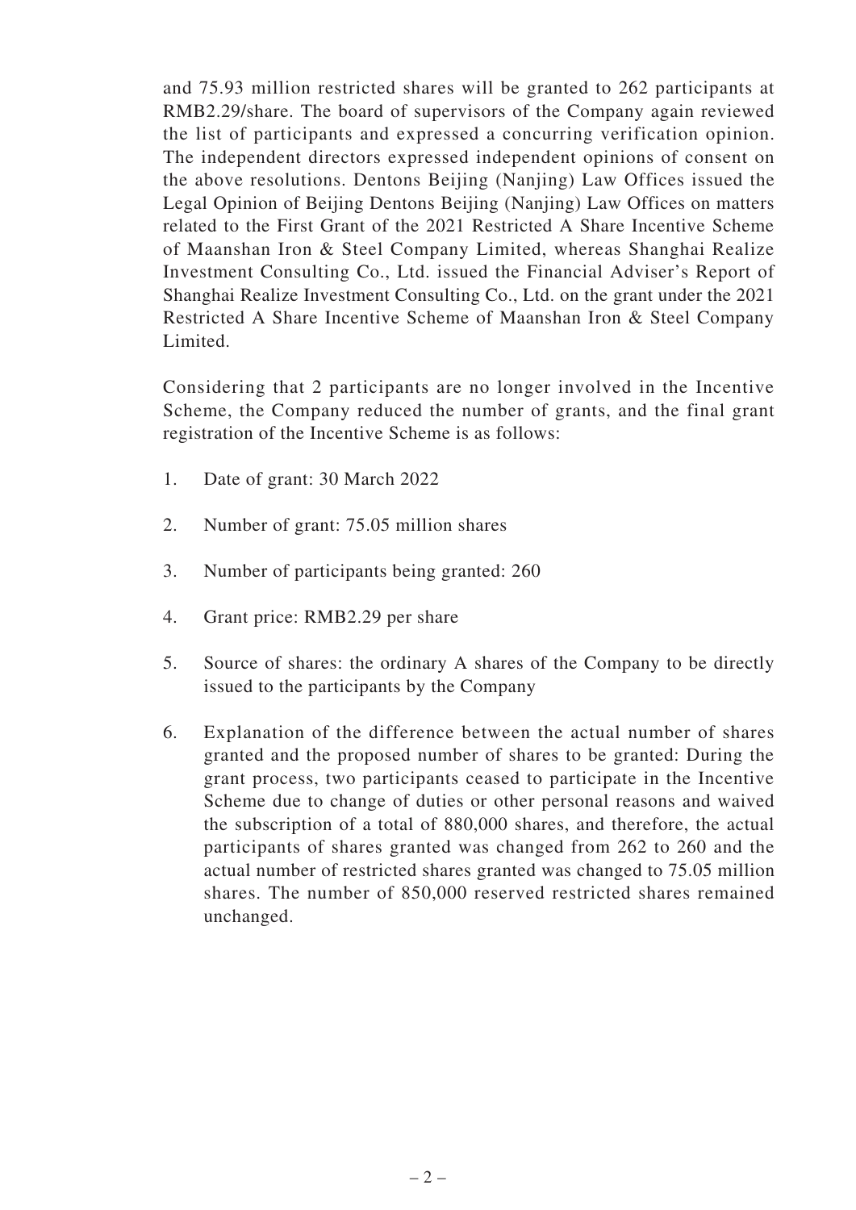and 75.93 million restricted shares will be granted to 262 participants at RMB2.29/share. The board of supervisors of the Company again reviewed the list of participants and expressed a concurring verification opinion. The independent directors expressed independent opinions of consent on the above resolutions. Dentons Beijing (Nanjing) Law Offices issued the Legal Opinion of Beijing Dentons Beijing (Nanjing) Law Offices on matters related to the First Grant of the 2021 Restricted A Share Incentive Scheme of Maanshan Iron & Steel Company Limited, whereas Shanghai Realize Investment Consulting Co., Ltd. issued the Financial Adviser's Report of Shanghai Realize Investment Consulting Co., Ltd. on the grant under the 2021 Restricted A Share Incentive Scheme of Maanshan Iron & Steel Company Limited.

Considering that 2 participants are no longer involved in the Incentive Scheme, the Company reduced the number of grants, and the final grant registration of the Incentive Scheme is as follows:

1. Date of grant: 30 March 2022

2. Number of grant: 75.05 million shares

3. Number of participants being granted: 260

4. Grant price: RMB2.29 per share

5. Source of shares: the ordinary A shares of the Company to be directly issued to the participants by the Company

6. Explanation of the difference between the actual number of shares granted and the proposed number of shares to be granted: During the grant process, two participants ceased to participate in the Incentive Scheme due to change of duties or other personal reasons and waived the subscription of a total of 880,000 shares, and therefore, the actual participants of shares granted was changed from 262 to 260 and the actual number of restricted shares granted was changed to 75.05 million shares. The number of 850,000 reserved restricted shares remained unchanged.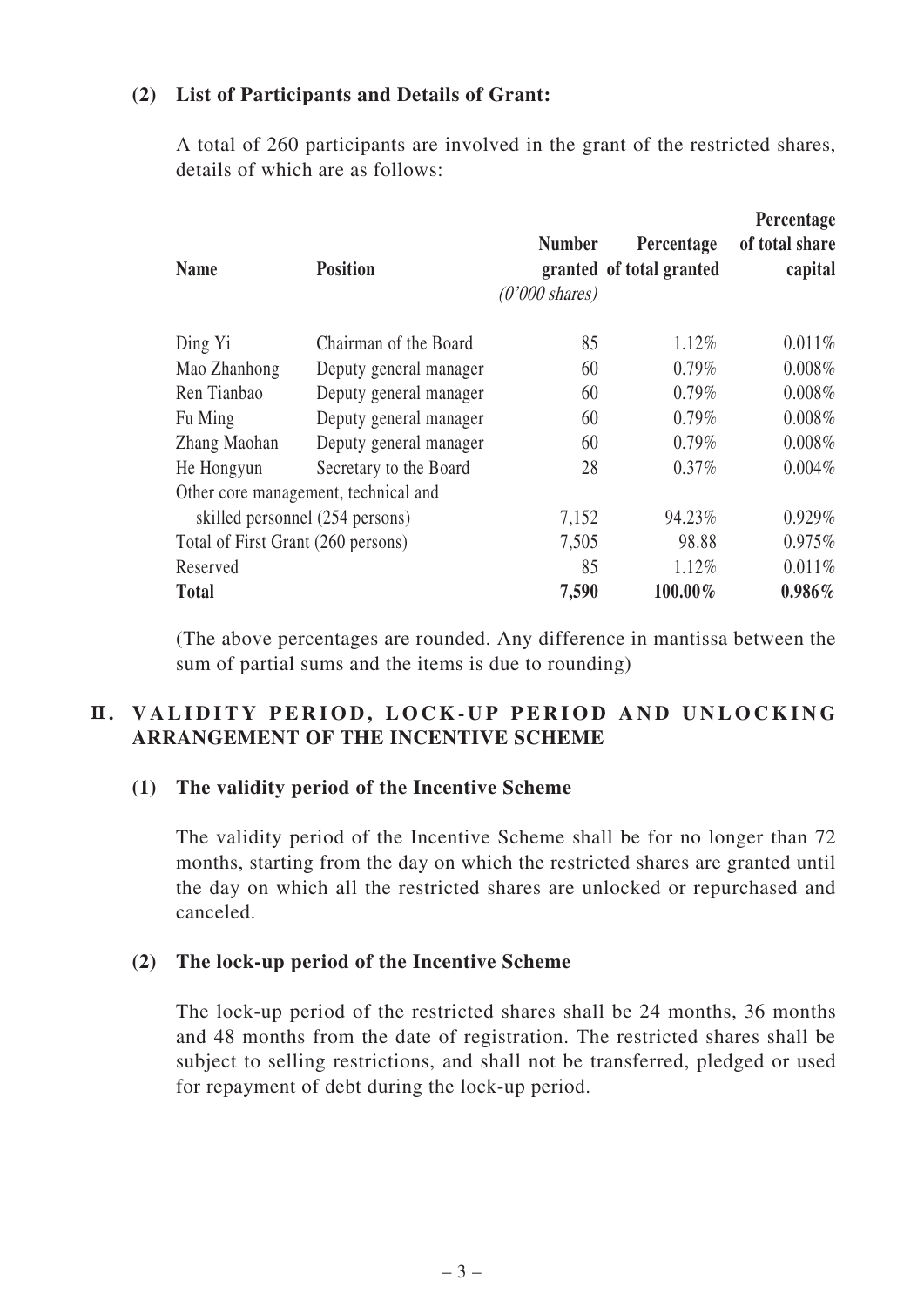**(2) List of Participants and Details of Grant:**

A total of 260 participants are involved in the grant of the restricted shares, details of which are as follows:

| Name | Position | Number granted *(0'000 shares)* | Percentage of total granted | Percentage of total share capital |
|---|---|---|---|---|
| Ding Yi | Chairman of the Board | 85 | 1.12% | 0.011% |
| Mao Zhanhong | Deputy general manager | 60 | 0.79% | 0.008% |
| Ren Tianbao | Deputy general manager | 60 | 0.79% | 0.008% |
| Fu Ming | Deputy general manager | 60 | 0.79% | 0.008% |
| Zhang Maohan | Deputy general manager | 60 | 0.79% | 0.008% |
| He Hongyun | Secretary to the Board | 28 | 0.37% | 0.004% |
| Other core management, technical and skilled personnel (254 persons) | | 7,152 | 94.23% | 0.929% |
| Total of First Grant (260 persons) | | 7,505 | 98.88 | 0.975% |
| Reserved | | 85 | 1.12% | 0.011% |
| **Total** | | **7,590** | **100.00%** | **0.986%** |

(The above percentages are rounded. Any difference in mantissa between the sum of partial sums and the items is due to rounding)

## II. VALIDITY PERIOD, LOCK-UP PERIOD AND UNLOCKING ARRANGEMENT OF THE INCENTIVE SCHEME

**(1) The validity period of the Incentive Scheme**

The validity period of the Incentive Scheme shall be for no longer than 72 months, starting from the day on which the restricted shares are granted until the day on which all the restricted shares are unlocked or repurchased and canceled.

**(2) The lock-up period of the Incentive Scheme**

The lock-up period of the restricted shares shall be 24 months, 36 months and 48 months from the date of registration. The restricted shares shall be subject to selling restrictions, and shall not be transferred, pledged or used for repayment of debt during the lock-up period.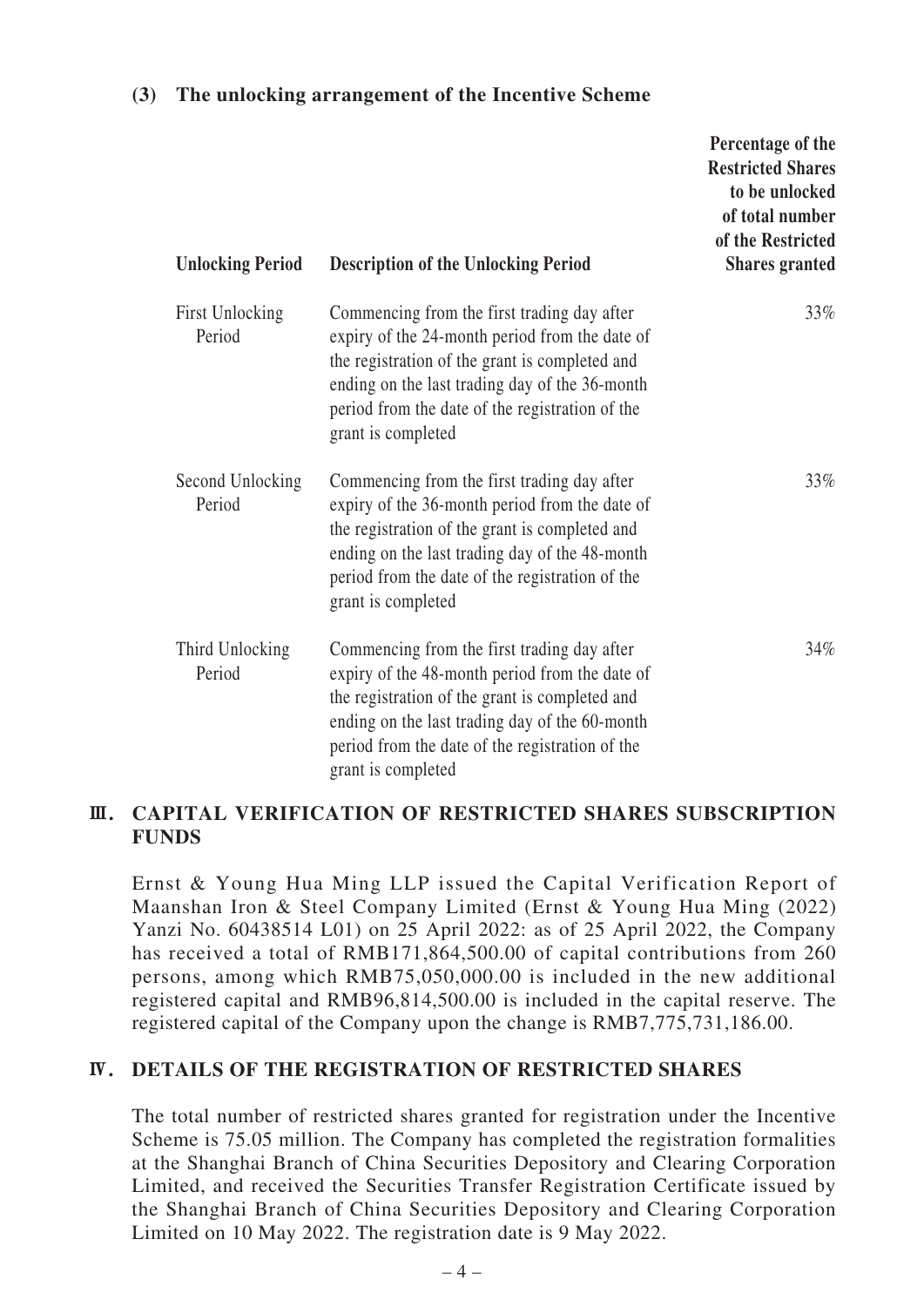### (3) The unlocking arrangement of the Incentive Scheme

| Unlocking Period | Description of the Unlocking Period | Percentage of the Restricted Shares to be unlocked of total number of the Restricted Shares granted |
|---|---|---|
| First Unlocking Period | Commencing from the first trading day after expiry of the 24-month period from the date of the registration of the grant is completed and ending on the last trading day of the 36-month period from the date of the registration of the grant is completed | 33% |
| Second Unlocking Period | Commencing from the first trading day after expiry of the 36-month period from the date of the registration of the grant is completed and ending on the last trading day of the 48-month period from the date of the registration of the grant is completed | 33% |
| Third Unlocking Period | Commencing from the first trading day after expiry of the 48-month period from the date of the registration of the grant is completed and ending on the last trading day of the 60-month period from the date of the registration of the grant is completed | 34% |

## III. CAPITAL VERIFICATION OF RESTRICTED SHARES SUBSCRIPTION FUNDS

Ernst & Young Hua Ming LLP issued the Capital Verification Report of Maanshan Iron & Steel Company Limited (Ernst & Young Hua Ming (2022) Yanzi No. 60438514 L01) on 25 April 2022: as of 25 April 2022, the Company has received a total of RMB171,864,500.00 of capital contributions from 260 persons, among which RMB75,050,000.00 is included in the new additional registered capital and RMB96,814,500.00 is included in the capital reserve. The registered capital of the Company upon the change is RMB7,775,731,186.00.

## IV. DETAILS OF THE REGISTRATION OF RESTRICTED SHARES

The total number of restricted shares granted for registration under the Incentive Scheme is 75.05 million. The Company has completed the registration formalities at the Shanghai Branch of China Securities Depository and Clearing Corporation Limited, and received the Securities Transfer Registration Certificate issued by the Shanghai Branch of China Securities Depository and Clearing Corporation Limited on 10 May 2022. The registration date is 9 May 2022.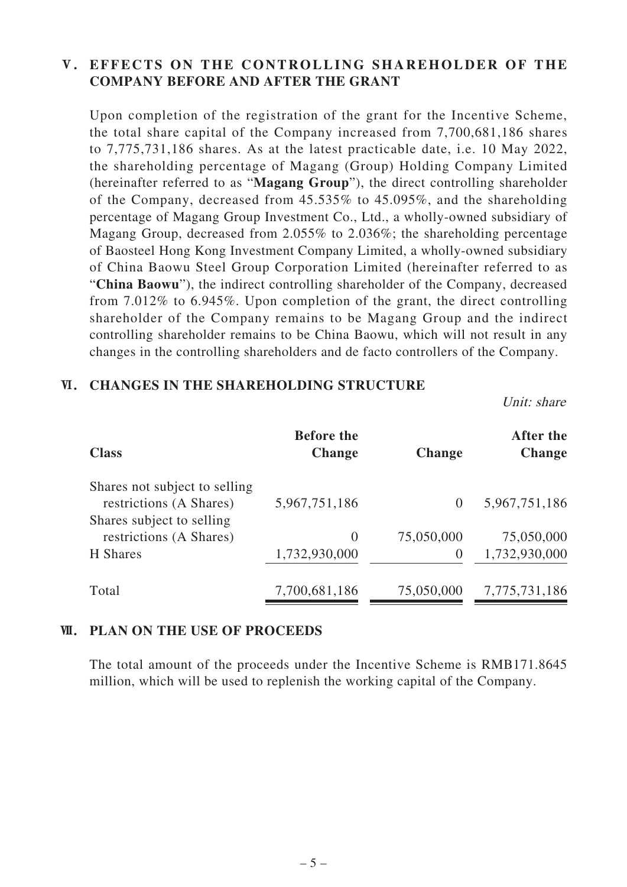## V. EFFECTS ON THE CONTROLLING SHAREHOLDER OF THE COMPANY BEFORE AND AFTER THE GRANT

Upon completion of the registration of the grant for the Incentive Scheme, the total share capital of the Company increased from 7,700,681,186 shares to 7,775,731,186 shares. As at the latest practicable date, i.e. 10 May 2022, the shareholding percentage of Magang (Group) Holding Company Limited (hereinafter referred to as "**Magang Group**"), the direct controlling shareholder of the Company, decreased from 45.535% to 45.095%, and the shareholding percentage of Magang Group Investment Co., Ltd., a wholly-owned subsidiary of Magang Group, decreased from 2.055% to 2.036%; the shareholding percentage of Baosteel Hong Kong Investment Company Limited, a wholly-owned subsidiary of China Baowu Steel Group Corporation Limited (hereinafter referred to as "**China Baowu**"), the indirect controlling shareholder of the Company, decreased from 7.012% to 6.945%. Upon completion of the grant, the direct controlling shareholder of the Company remains to be Magang Group and the indirect controlling shareholder remains to be China Baowu, which will not result in any changes in the controlling shareholders and de facto controllers of the Company.

## VI. CHANGES IN THE SHAREHOLDING STRUCTURE

*Unit: share*

| Class | Before the Change | Change | After the Change |
|---|---|---|---|
| Shares not subject to selling restrictions (A Shares) | 5,967,751,186 | 0 | 5,967,751,186 |
| Shares subject to selling restrictions (A Shares) | 0 | 75,050,000 | 75,050,000 |
| H Shares | 1,732,930,000 | 0 | 1,732,930,000 |
| Total | 7,700,681,186 | 75,050,000 | 7,775,731,186 |

## VII. PLAN ON THE USE OF PROCEEDS

The total amount of the proceeds under the Incentive Scheme is RMB171.8645 million, which will be used to replenish the working capital of the Company.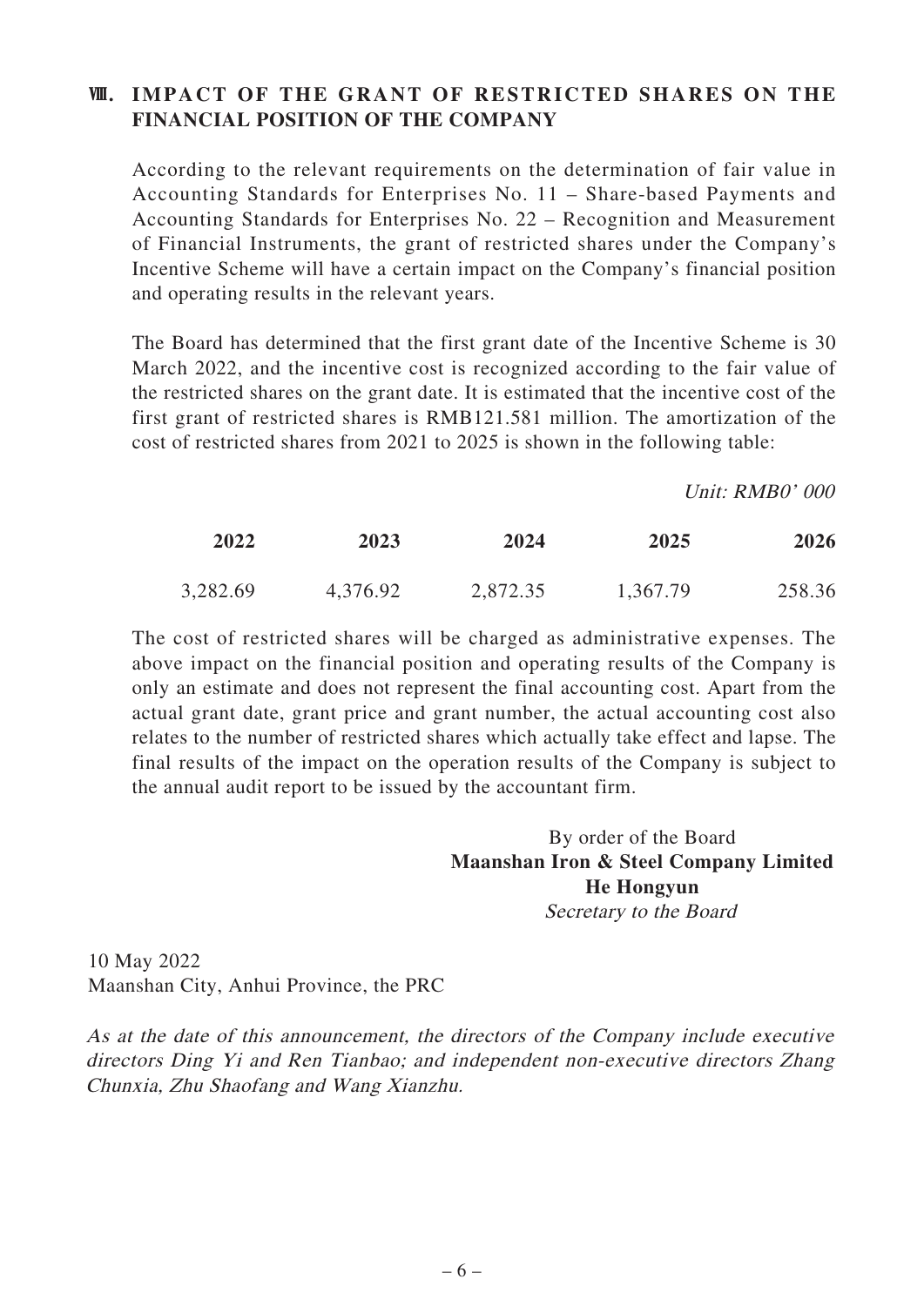## Ⅷ. IMPACT OF THE GRANT OF RESTRICTED SHARES ON THE FINANCIAL POSITION OF THE COMPANY

According to the relevant requirements on the determination of fair value in Accounting Standards for Enterprises No. 11 – Share-based Payments and Accounting Standards for Enterprises No. 22 – Recognition and Measurement of Financial Instruments, the grant of restricted shares under the Company's Incentive Scheme will have a certain impact on the Company's financial position and operating results in the relevant years.

The Board has determined that the first grant date of the Incentive Scheme is 30 March 2022, and the incentive cost is recognized according to the fair value of the restricted shares on the grant date. It is estimated that the incentive cost of the first grant of restricted shares is RMB121.581 million. The amortization of the cost of restricted shares from 2021 to 2025 is shown in the following table:

*Unit: RMB0' 000*

| 2022 | 2023 | 2024 | 2025 | 2026 |
|---|---|---|---|---|
| 3,282.69 | 4,376.92 | 2,872.35 | 1,367.79 | 258.36 |

The cost of restricted shares will be charged as administrative expenses. The above impact on the financial position and operating results of the Company is only an estimate and does not represent the final accounting cost. Apart from the actual grant date, grant price and grant number, the actual accounting cost also relates to the number of restricted shares which actually take effect and lapse. The final results of the impact on the operation results of the Company is subject to the annual audit report to be issued by the accountant firm.

By order of the Board
**Maanshan Iron & Steel Company Limited**
**He Hongyun**
*Secretary to the Board*

10 May 2022
Maanshan City, Anhui Province, the PRC

*As at the date of this announcement, the directors of the Company include executive directors Ding Yi and Ren Tianbao; and independent non-executive directors Zhang Chunxia, Zhu Shaofang and Wang Xianzhu.*